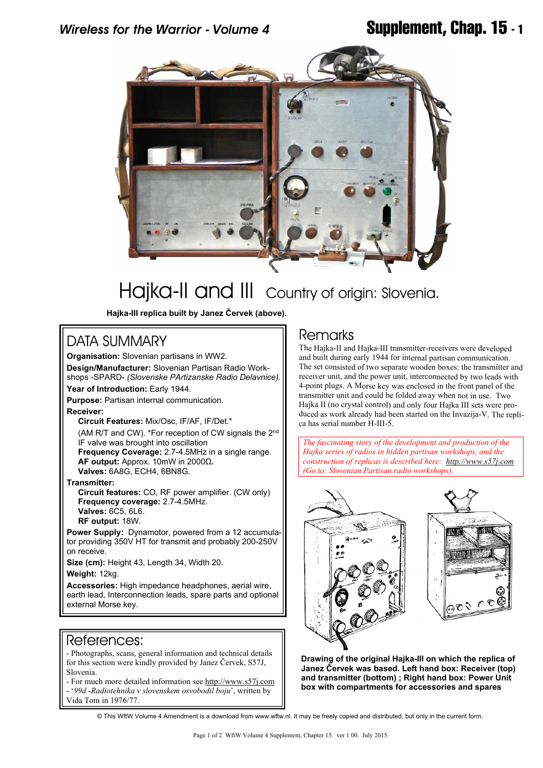# Hajka-II and III Country of origin: Slovenia.

**Hajka-III replica built by Janez Červek (above).**

## DATA SUMMARY

**Organisation:** Slovenian partisans in WW2.

**Design/Manufacturer:** Slovenian Partisan Radio Workshops -SPARD- *(Slovenske PArtizanske Radio Delavnice)*.

**Year of Introduction:** Early 1944.

**Purpose:** Partisan internal communication.

**Receiver:**

**Circuit Features:** Mix/Osc, IF/AF, IF/Det.*

(AM R/T and CW). *For reception of CW signals the 2nd IF valve was brought into oscillation

**Frequency Coverage:** 2.7-4.5MHz in a single range.

**AF output:** Approx. 10mW in 2000Ω.

**Valves:** 6A8G, ECH4, 6BN8G.

**Transmitter:**

**Circuit features:** CO, RF power amplifier. (CW only)

**Frequency coverage:** 2.7-4.5MHz.

**Valves:** 6C5, 6L6.

**RF output:** 18W.

**Power Supply:** Dynamotor, powered from a 12 accumulator providing 350V HT for transmit and probably 200-250V on receive.

**Size (cm):** Height 43, Length 34, Width 20.

**Weight:** 12kg.

**Accessories:** High impedance headphones, aerial wire, earth lead, Interconnection leads, spare parts and optional external Morse key.

## References:

- Photographs, scans, general information and technical details for this section were kindly provided by Janez Červek, S57J, Slovenia.
- For much more detailed information see http://www.s57j.com
- '*99d -Radiotehnika v slovenskem osvobodil boju*', written by Vida Tom in 1976/77.

## Remarks

The Hajka-II and Hajka-III transmitter-receivers were developed and built during early 1944 for internal partisan communication. The set consisted of two separate wooden boxes: the transmitter and receiver unit, and the power unit, interconnected by two leads with 4-point plugs. A Morse key was enclosed in the front panel of the transmitter unit and could be folded away when not in use. Two Hajka II (no crystal control) and only four Hajka III sets were produced as work already had been started on the Invazija-V. The replica has serial number H-III-5.

*The fascinating story of the development and production of the Hajka series of radios in hidden partisan workshops, and the construction of replicas is described here: http://www.s57j.com (Go to: Slovenian Partisan radio workshops).*

**Drawing of the original Hajka-III on which the replica of Janez Červek was based. Left hand box: Receiver (top) and transmitter (bottom) ; Right hand box: Power Unit box with compartments for accessories and spares**

© This WftW Volume 4 Amendment is a download from www.wftw.nl. It may be freely copied and distributed, but only in the current form.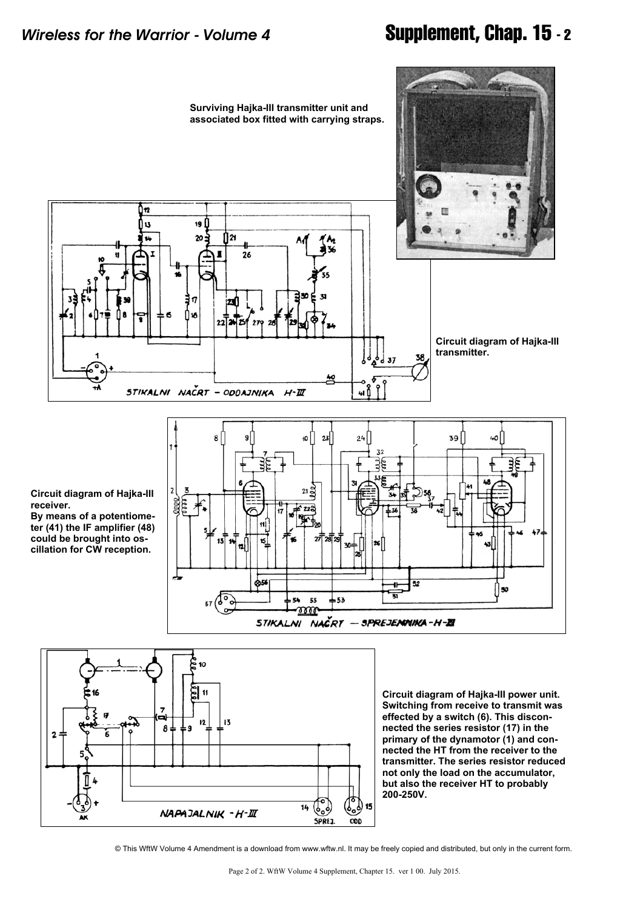Surviving Hajka-III transmitter unit and associated box fitted with carrying straps.

STIKALNI NAČRT – ODDAJNIKA H-III

Circuit diagram of Hajka-III transmitter.

STIKALNI NAČRT – SPREJEMNIKA-H-III

Circuit diagram of Hajka-III receiver.
By means of a potentiometer (41) the IF amplifier (48) could be brought into oscillation for CW reception.

NAPAJALNIK -H-III

Circuit diagram of Hajka-III power unit. Switching from receive to transmit was effected by a switch (6). This disconnected the series resistor (17) in the primary of the dynamotor (1) and connected the HT from the receiver to the transmitter. The series resistor reduced not only the load on the accumulator, but also the receiver HT to probably 200-250V.

© This WftW Volume 4 Amendment is a download from www.wftw.nl. It may be freely copied and distributed, but only in the current form.